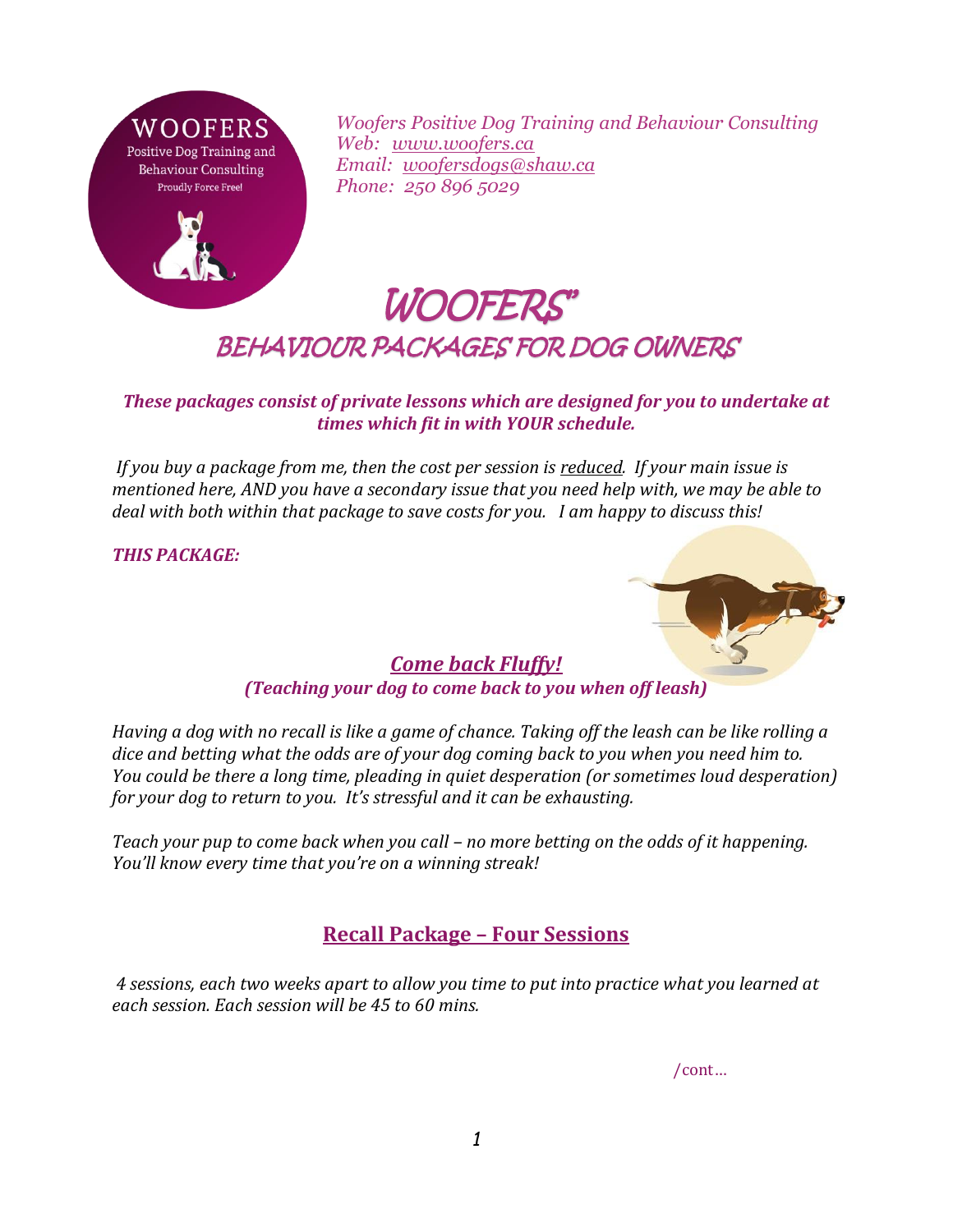WOOFERS
Positive Dog Training and Behaviour Consulting
Proudly Force Free!

*Woofers Positive Dog Training and Behaviour Consulting*
*Web: [www.woofers.ca](http://www.woofers.ca)*
*Email: [woofersdogs@shaw.ca](mailto:woofersdogs@shaw.ca)*
*Phone: 250 896 5029*

# WOOFERS'

## BEHAVIOUR PACKAGES FOR DOG OWNERS'

***These packages consist of private lessons which are designed for you to undertake at times which fit in with YOUR schedule.***

*If you buy a package from me, then the cost per session is <u>reduced</u>. If your main issue is mentioned here, AND you have a secondary issue that you need help with, we may be able to deal with both within that package to save costs for you. I am happy to discuss this!*

***THIS PACKAGE:***

### ***<u>Come back Fluffy!</u>***

***(Teaching your dog to come back to you when off leash)***

*Having a dog with no recall is like a game of chance. Taking off the leash can be like rolling a dice and betting what the odds are of your dog coming back to you when you need him to. You could be there a long time, pleading in quiet desperation (or sometimes loud desperation) for your dog to return to you. It's stressful and it can be exhausting.*

*Teach your pup to come back when you call – no more betting on the odds of it happening. You'll know every time that you're on a winning streak!*

### **<u>Recall Package – Four Sessions</u>**

*4 sessions, each two weeks apart to allow you time to put into practice what you learned at each session. Each session will be 45 to 60 mins.*

/cont…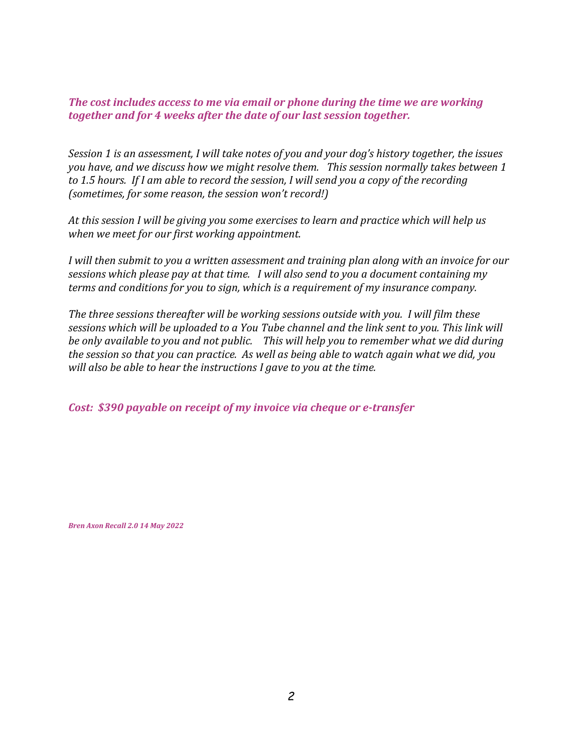***The cost includes access to me via email or phone during the time we are working together and for 4 weeks after the date of our last session together.***

*Session 1 is an assessment, I will take notes of you and your dog's history together, the issues you have, and we discuss how we might resolve them. This session normally takes between 1 to 1.5 hours. If I am able to record the session, I will send you a copy of the recording (sometimes, for some reason, the session won't record!)*

*At this session I will be giving you some exercises to learn and practice which will help us when we meet for our first working appointment.*

*I will then submit to you a written assessment and training plan along with an invoice for our sessions which please pay at that time. I will also send to you a document containing my terms and conditions for you to sign, which is a requirement of my insurance company.*

*The three sessions thereafter will be working sessions outside with you. I will film these sessions which will be uploaded to a You Tube channel and the link sent to you. This link will be only available to you and not public. This will help you to remember what we did during the session so that you can practice. As well as being able to watch again what we did, you will also be able to hear the instructions I gave to you at the time.*

***Cost: $390 payable on receipt of my invoice via cheque or e-transfer***

***Bren Axon Recall 2.0 14 May 2022***